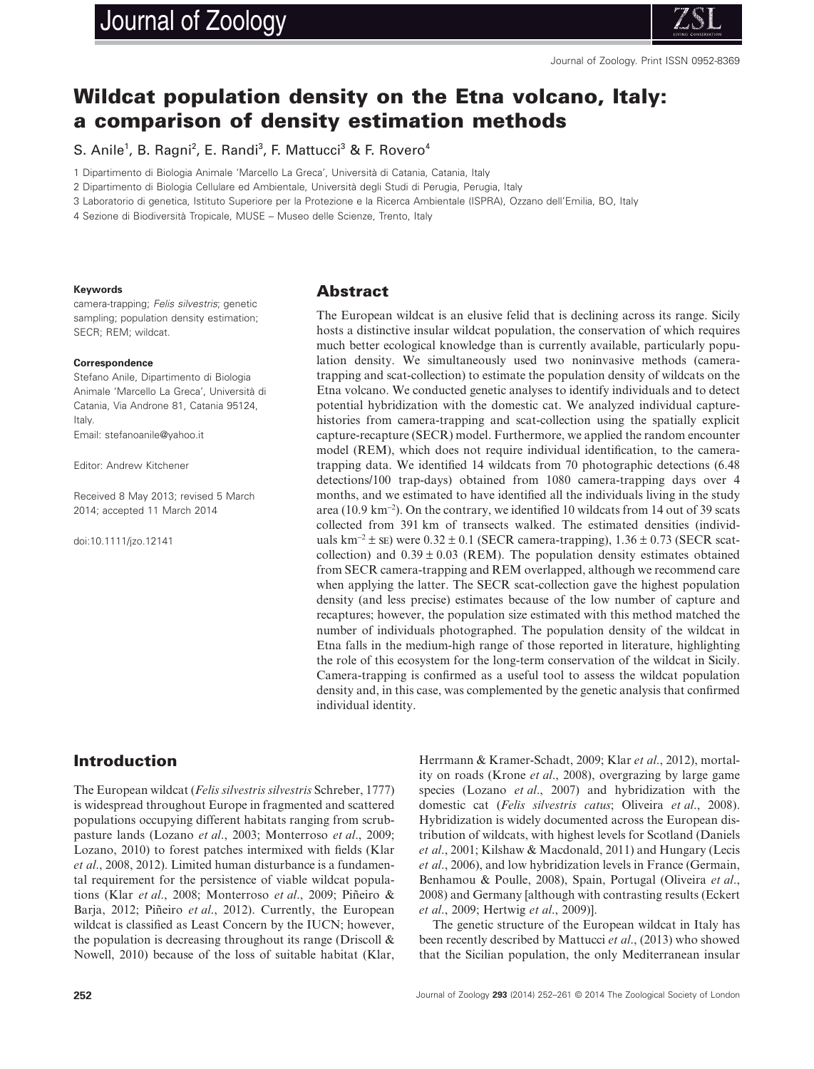# Wildcat population density on the Etna volcano, Italy: a comparison of density estimation methods

S. Anile[1], B. Ragni[2], E. Randi[3], F. Mattucci[3] & F. Rovero[4]

1 Dipartimento di Biologia Animale 'Marcello La Greca', Università di Catania, Catania, Italy

2 Dipartimento di Biologia Cellulare ed Ambientale, Università degli Studi di Perugia, Perugia, Italy

3 Laboratorio di genetica, Istituto Superiore per la Protezione e la Ricerca Ambientale (ISPRA), Ozzano dell'Emilia, BO, Italy

4 Sezione di Biodiversità Tropicale, MUSE – Museo delle Scienze, Trento, Italy

**Keywords**

camera-trapping; *Felis silvestris*; genetic sampling; population density estimation; SECR; REM; wildcat.

**Correspondence**

Stefano Anile, Dipartimento di Biologia Animale 'Marcello La Greca', Università di Catania, Via Androne 81, Catania 95124, Italy.
Email: stefanoanile@yahoo.it

Editor: Andrew Kitchener

Received 8 May 2013; revised 5 March 2014; accepted 11 March 2014

doi:10.1111/jzo.12141

## Abstract

The European wildcat is an elusive felid that is declining across its range. Sicily hosts a distinctive insular wildcat population, the conservation of which requires much better ecological knowledge than is currently available, particularly population density. We simultaneously used two noninvasive methods (camera-trapping and scat-collection) to estimate the population density of wildcats on the Etna volcano. We conducted genetic analyses to identify individuals and to detect potential hybridization with the domestic cat. We analyzed individual capture-histories from camera-trapping and scat-collection using the spatially explicit capture-recapture (SECR) model. Furthermore, we applied the random encounter model (REM), which does not require individual identification, to the camera-trapping data. We identified 14 wildcats from 70 photographic detections (6.48 detections/100 trap-days) obtained from 1080 camera-trapping days over 4 months, and we estimated to have identified all the individuals living in the study area (10.9 km$^{-2}$). On the contrary, we identified 10 wildcats from 14 out of 39 scats collected from 391 km of transects walked. The estimated densities (individuals km$^{-2}$ ± SE) were 0.32 ± 0.1 (SECR camera-trapping), 1.36 ± 0.73 (SECR scat-collection) and 0.39 ± 0.03 (REM). The population density estimates obtained from SECR camera-trapping and REM overlapped, although we recommend care when applying the latter. The SECR scat-collection gave the highest population density (and less precise) estimates because of the low number of capture and recaptures; however, the population size estimated with this method matched the number of individuals photographed. The population density of the wildcat in Etna falls in the medium-high range of those reported in literature, highlighting the role of this ecosystem for the long-term conservation of the wildcat in Sicily. Camera-trapping is confirmed as a useful tool to assess the wildcat population density and, in this case, was complemented by the genetic analysis that confirmed individual identity.

## Introduction

The European wildcat (*Felis silvestris silvestris* Schreber, 1777) is widespread throughout Europe in fragmented and scattered populations occupying different habitats ranging from scrub-pasture lands (Lozano *et al*., 2003; Monterroso *et al*., 2009; Lozano, 2010) to forest patches intermixed with fields (Klar *et al*., 2008, 2012). Limited human disturbance is a fundamental requirement for the persistence of viable wildcat populations (Klar *et al*., 2008; Monterroso *et al*., 2009; Piñeiro & Barja, 2012; Piñeiro *et al*., 2012). Currently, the European wildcat is classified as Least Concern by the IUCN; however, the population is decreasing throughout its range (Driscoll & Nowell, 2010) because of the loss of suitable habitat (Klar, Herrmann & Kramer-Schadt, 2009; Klar *et al*., 2012), mortality on roads (Krone *et al*., 2008), overgrazing by large game species (Lozano *et al*., 2007) and hybridization with the domestic cat (*Felis silvestris catus*; Oliveira *et al*., 2008). Hybridization is widely documented across the European distribution of wildcats, with highest levels for Scotland (Daniels *et al*., 2001; Kilshaw & Macdonald, 2011) and Hungary (Lecis *et al*., 2006), and low hybridization levels in France (Germain, Benhamou & Poulle, 2008), Spain, Portugal (Oliveira *et al*., 2008) and Germany [although with contrasting results (Eckert *et al*., 2009; Hertwig *et al*., 2009)].

The genetic structure of the European wildcat in Italy has been recently described by Mattucci *et al*., (2013) who showed that the Sicilian population, the only Mediterranean insular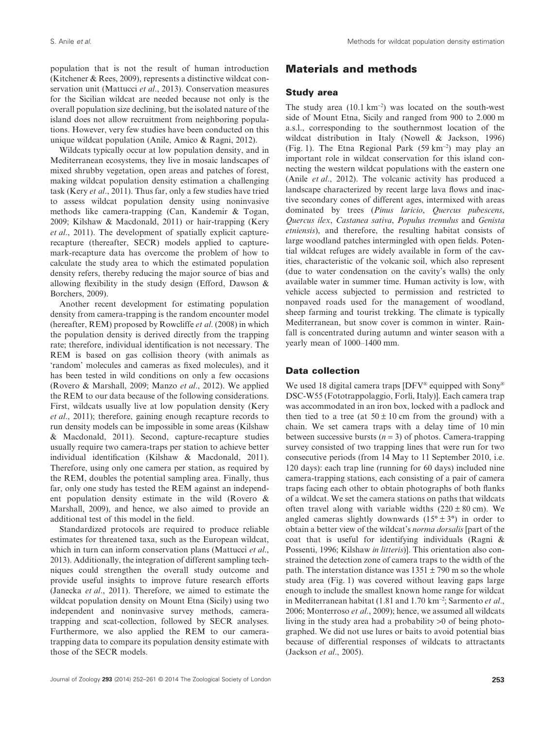population that is not the result of human introduction (Kitchener & Rees, 2009), represents a distinctive wildcat conservation unit (Mattucci *et al*., 2013). Conservation measures for the Sicilian wildcat are needed because not only is the overall population size declining, but the isolated nature of the island does not allow recruitment from neighboring populations. However, very few studies have been conducted on this unique wildcat population (Anile, Amico & Ragni, 2012).

Wildcats typically occur at low population density, and in Mediterranean ecosystems, they live in mosaic landscapes of mixed shrubby vegetation, open areas and patches of forest, making wildcat population density estimation a challenging task (Kery *et al*., 2011). Thus far, only a few studies have tried to assess wildcat population density using noninvasive methods like camera-trapping (Can, Kandemir & Togan, 2009; Kilshaw & Macdonald, 2011) or hair-trapping (Kery *et al*., 2011). The development of spatially explicit capture-recapture (thereafter, SECR) models applied to capture-mark-recapture data has overcome the problem of how to calculate the study area to which the estimated population density refers, thereby reducing the major source of bias and allowing flexibility in the study design (Efford, Dawson & Borchers, 2009).

Another recent development for estimating population density from camera-trapping is the random encounter model (hereafter, REM) proposed by Rowcliffe *et al*. (2008) in which the population density is derived directly from the trapping rate; therefore, individual identification is not necessary. The REM is based on gas collision theory (with animals as 'random' molecules and cameras as fixed molecules), and it has been tested in wild conditions on only a few occasions (Rovero & Marshall, 2009; Manzo *et al*., 2012). We applied the REM to our data because of the following considerations. First, wildcats usually live at low population density (Kery *et al*., 2011); therefore, gaining enough recapture records to run density models can be impossible in some areas (Kilshaw & Macdonald, 2011). Second, capture-recapture studies usually require two camera-traps per station to achieve better individual identification (Kilshaw & Macdonald, 2011). Therefore, using only one camera per station, as required by the REM, doubles the potential sampling area. Finally, thus far, only one study has tested the REM against an independent population density estimate in the wild (Rovero & Marshall, 2009), and hence, we also aimed to provide an additional test of this model in the field.

Standardized protocols are required to produce reliable estimates for threatened taxa, such as the European wildcat, which in turn can inform conservation plans (Mattucci *et al*., 2013). Additionally, the integration of different sampling techniques could strengthen the overall study outcome and provide useful insights to improve future research efforts (Janecka *et al*., 2011). Therefore, we aimed to estimate the wildcat population density on Mount Etna (Sicily) using two independent and noninvasive survey methods, camera-trapping and scat-collection, followed by SECR analyses. Furthermore, we also applied the REM to our camera-trapping data to compare its population density estimate with those of the SECR models.

## Materials and methods

### Study area

The study area (10.1 km$^{-2}$) was located on the south-west side of Mount Etna, Sicily and ranged from 900 to 2.000 m a.s.l., corresponding to the southernmost location of the wildcat distribution in Italy (Nowell & Jackson, 1996) (Fig. 1). The Etna Regional Park (59 km$^{-2}$) may play an important role in wildcat conservation for this island connecting the western wildcat populations with the eastern one (Anile *et al*., 2012). The volcanic activity has produced a landscape characterized by recent large lava flows and inactive secondary cones of different ages, intermixed with areas dominated by trees (*Pinus laricio*, *Quercus pubescens*, *Quercus ilex*, *Castanea sativa*, *Populus tremulus* and *Genista etniensis*), and therefore, the resulting habitat consists of large woodland patches intermingled with open fields. Potential wildcat refuges are widely available in form of the cavities, characteristic of the volcanic soil, which also represent (due to water condensation on the cavity's walls) the only available water in summer time. Human activity is low, with vehicle access subjected to permission and restricted to nonpaved roads used for the management of woodland, sheep farming and tourist trekking. The climate is typically Mediterranean, but snow cover is common in winter. Rainfall is concentrated during autumn and winter season with a yearly mean of 1000–1400 mm.

### Data collection

We used 18 digital camera traps [DFV® equipped with Sony® DSC-W55 (Fototrappolaggio, Forlì, Italy)]. Each camera trap was accommodated in an iron box, locked with a padlock and then tied to a tree (at 50 ± 10 cm from the ground) with a chain. We set camera traps with a delay time of 10 min between successive bursts ($n = 3$) of photos. Camera-trapping survey consisted of two trapping lines that were run for two consecutive periods (from 14 May to 11 September 2010, i.e. 120 days): each trap line (running for 60 days) included nine camera-trapping stations, each consisting of a pair of camera traps facing each other to obtain photographs of both flanks of a wildcat. We set the camera stations on paths that wildcats often travel along with variable widths (220 ± 80 cm). We angled cameras slightly downwards (15° ± 3°) in order to obtain a better view of the wildcat's *norma dorsalis* [part of the coat that is useful for identifying individuals (Ragni & Possenti, 1996; Kilshaw *in litteris*)]. This orientation also constrained the detection zone of camera traps to the width of the path. The interstation distance was 1351 ± 790 m so the whole study area (Fig. 1) was covered without leaving gaps large enough to include the smallest known home range for wildcat in Mediterranean habitat (1.81 and 1.70 km$^{-2}$; Sarmento *et al*., 2006; Monterroso *et al*., 2009); hence, we assumed all wildcats living in the study area had a probability >0 of being photographed. We did not use lures or baits to avoid potential bias because of differential responses of wildcats to attractants (Jackson *et al*., 2005).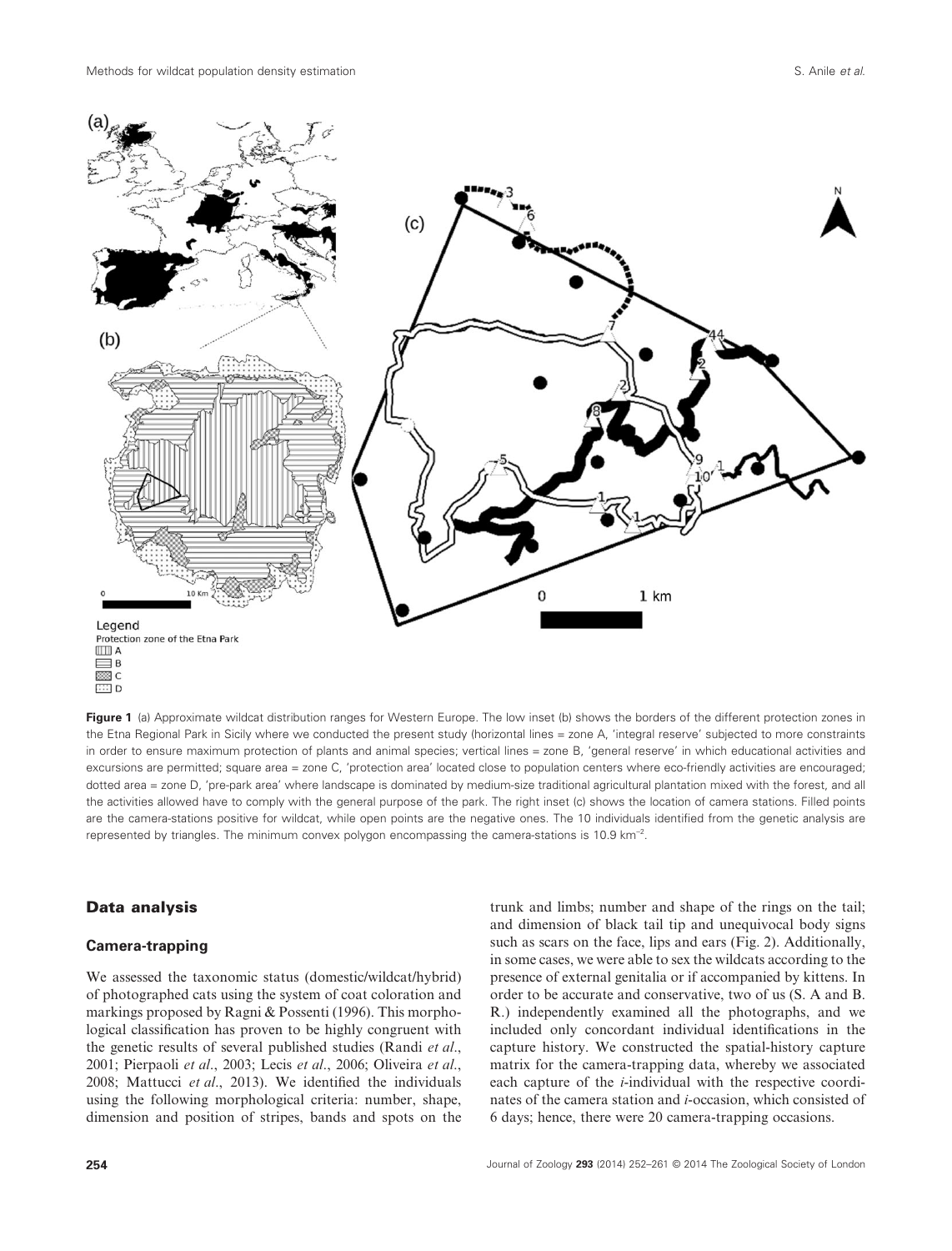**Figure 1** (a) Approximate wildcat distribution ranges for Western Europe. The low inset (b) shows the borders of the different protection zones in the Etna Regional Park in Sicily where we conducted the present study (horizontal lines = zone A, 'integral reserve' subjected to more constraints in order to ensure maximum protection of plants and animal species; vertical lines = zone B, 'general reserve' in which educational activities and excursions are permitted; square area = zone C, 'protection area' located close to population centers where eco-friendly activities are encouraged; dotted area = zone D, 'pre-park area' where landscape is dominated by medium-size traditional agricultural plantation mixed with the forest, and all the activities allowed have to comply with the general purpose of the park. The right inset (c) shows the location of camera stations. Filled points are the camera-stations positive for wildcat, while open points are the negative ones. The 10 individuals identified from the genetic analysis are represented by triangles. The minimum convex polygon encompassing the camera-stations is 10.9 $km^{-2}$.

## Data analysis

### Camera-trapping

We assessed the taxonomic status (domestic/wildcat/hybrid) of photographed cats using the system of coat coloration and markings proposed by Ragni & Possenti (1996). This morphological classification has proven to be highly congruent with the genetic results of several published studies (Randi *et al*., 2001; Pierpaoli *et al*., 2003; Lecis *et al*., 2006; Oliveira *et al*., 2008; Mattucci *et al*., 2013). We identified the individuals using the following morphological criteria: number, shape, dimension and position of stripes, bands and spots on the trunk and limbs; number and shape of the rings on the tail; and dimension of black tail tip and unequivocal body signs such as scars on the face, lips and ears (Fig. 2). Additionally, in some cases, we were able to sex the wildcats according to the presence of external genitalia or if accompanied by kittens. In order to be accurate and conservative, two of us (S. A and B. R.) independently examined all the photographs, and we included only concordant individual identifications in the capture history. We constructed the spatial-history capture matrix for the camera-trapping data, whereby we associated each capture of the *i*-individual with the respective coordinates of the camera station and *i*-occasion, which consisted of 6 days; hence, there were 20 camera-trapping occasions.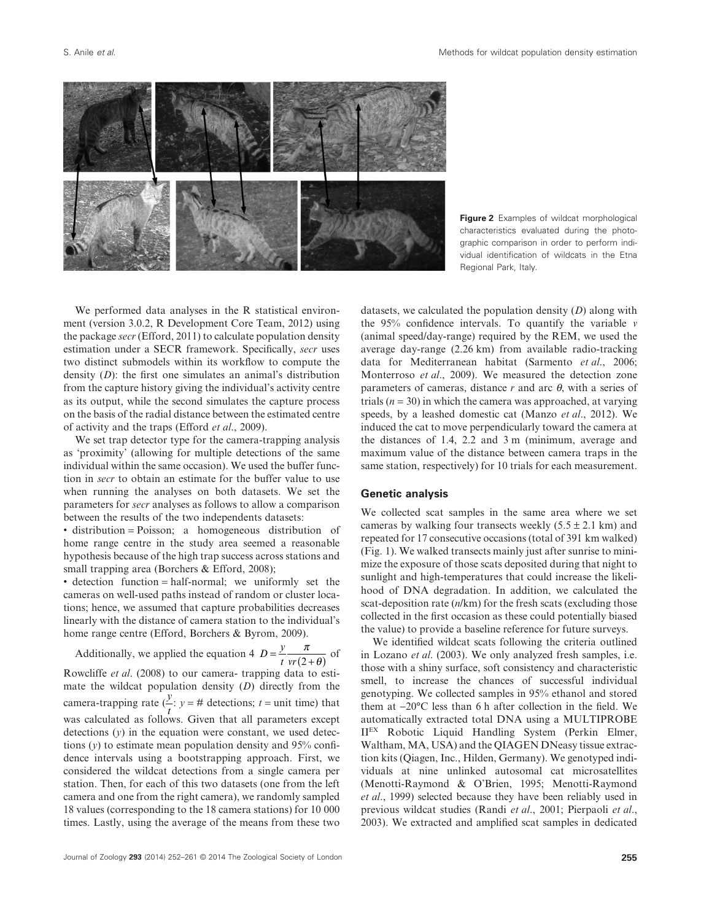Figure 2 Examples of wildcat morphological characteristics evaluated during the photographic comparison in order to perform individual identification of wildcats in the Etna Regional Park, Italy.

We performed data analyses in the R statistical environment (version 3.0.2, R Development Core Team, 2012) using the package *secr* (Efford, 2011) to calculate population density estimation under a SECR framework. Specifically, *secr* uses two distinct submodels within its workflow to compute the density ($D$): the first one simulates an animal's distribution from the capture history giving the individual's activity centre as its output, while the second simulates the capture process on the basis of the radial distance between the estimated centre of activity and the traps (Efford *et al*., 2009).

We set trap detector type for the camera-trapping analysis as 'proximity' (allowing for multiple detections of the same individual within the same occasion). We used the buffer function in *secr* to obtain an estimate for the buffer value to use when running the analyses on both datasets. We set the parameters for *secr* analyses as follows to allow a comparison between the results of the two independents datasets:

- distribution = Poisson; a homogeneous distribution of home range centre in the study area seemed a reasonable hypothesis because of the high trap success across stations and small trapping area (Borchers & Efford, 2008);
- detection function = half-normal; we uniformly set the cameras on well-used paths instead of random or cluster locations; hence, we assumed that capture probabilities decreases linearly with the distance of camera station to the individual's home range centre (Efford, Borchers & Byrom, 2009).

Additionally, we applied the equation 4 $D = \frac{y}{t}\frac{\pi}{vr(2+\theta)}$ of Rowcliffe *et al*. (2008) to our camera- trapping data to estimate the wildcat population density ($D$) directly from the camera-trapping rate ($\frac{y}{t}$: $y$ = # detections; $t$ = unit time) that was calculated as follows. Given that all parameters except detections ($y$) in the equation were constant, we used detections ($y$) to estimate mean population density and 95% confidence intervals using a bootstrapping approach. First, we considered the wildcat detections from a single camera per station. Then, for each of this two datasets (one from the left camera and one from the right camera), we randomly sampled 18 values (corresponding to the 18 camera stations) for 10 000 times. Lastly, using the average of the means from these two datasets, we calculated the population density ($D$) along with the 95% confidence intervals. To quantify the variable $v$ (animal speed/day-range) required by the REM, we used the average day-range (2.26 km) from available radio-tracking data for Mediterranean habitat (Sarmento *et al*., 2006; Monterroso *et al*., 2009). We measured the detection zone parameters of cameras, distance $r$ and arc $\theta$, with a series of trials ($n$ = 30) in which the camera was approached, at varying speeds, by a leashed domestic cat (Manzo *et al*., 2012). We induced the cat to move perpendicularly toward the camera at the distances of 1.4, 2.2 and 3 m (minimum, average and maximum value of the distance between camera traps in the same station, respectively) for 10 trials for each measurement.

## Genetic analysis

We collected scat samples in the same area where we set cameras by walking four transects weekly (5.5 ± 2.1 km) and repeated for 17 consecutive occasions (total of 391 km walked) (Fig. 1). We walked transects mainly just after sunrise to minimize the exposure of those scats deposited during that night to sunlight and high-temperatures that could increase the likelihood of DNA degradation. In addition, we calculated the scat-deposition rate ($n$/km) for the fresh scats (excluding those collected in the first occasion as these could potentially biased the value) to provide a baseline reference for future surveys.

We identified wildcat scats following the criteria outlined in Lozano *et al*. (2003). We only analyzed fresh samples, i.e. those with a shiny surface, soft consistency and characteristic smell, to increase the chances of successful individual genotyping. We collected samples in 95% ethanol and stored them at −20°C less than 6 h after collection in the field. We automatically extracted total DNA using a MULTIPROBE II$^{EX}$ Robotic Liquid Handling System (Perkin Elmer, Waltham, MA, USA) and the QIAGEN DNeasy tissue extraction kits (Qiagen, Inc., Hilden, Germany). We genotyped individuals at nine unlinked autosomal cat microsatellites (Menotti-Raymond & O'Brien, 1995; Menotti-Raymond *et al*., 1999) selected because they have been reliably used in previous wildcat studies (Randi *et al*., 2001; Pierpaoli *et al*., 2003). We extracted and amplified scat samples in dedicated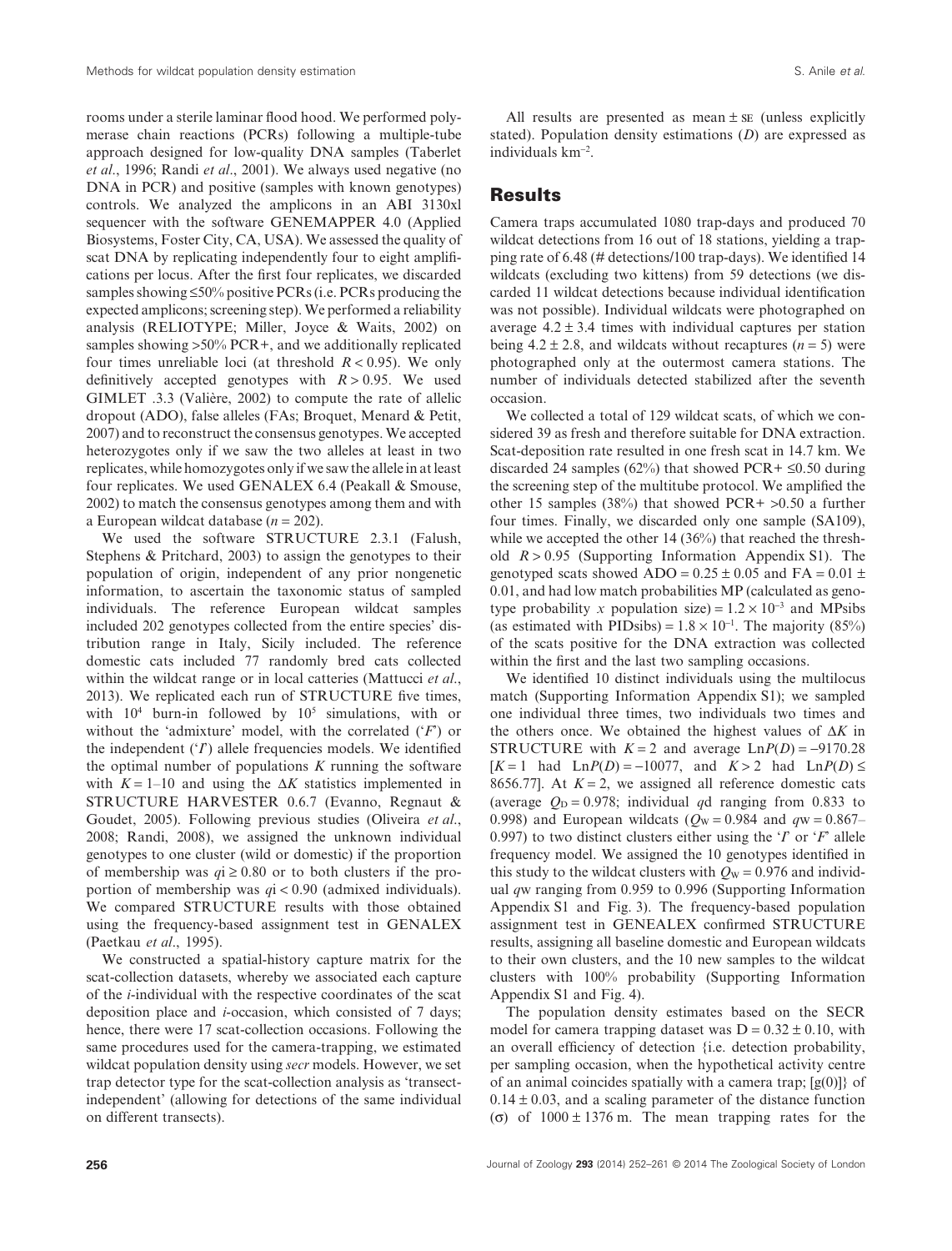rooms under a sterile laminar flood hood. We performed polymerase chain reactions (PCRs) following a multiple-tube approach designed for low-quality DNA samples (Taberlet *et al*., 1996; Randi *et al*., 2001). We always used negative (no DNA in PCR) and positive (samples with known genotypes) controls. We analyzed the amplicons in an ABI 3130xl sequencer with the software GENEMAPPER 4.0 (Applied Biosystems, Foster City, CA, USA). We assessed the quality of scat DNA by replicating independently four to eight amplifications per locus. After the first four replicates, we discarded samples showing ≤50% positive PCRs (i.e. PCRs producing the expected amplicons; screening step). We performed a reliability analysis (RELIOTYPE; Miller, Joyce & Waits, 2002) on samples showing >50% PCR+, and we additionally replicated four times unreliable loci (at threshold $R < 0.95$). We only definitively accepted genotypes with $R > 0.95$. We used GIMLET .3.3 (Valière, 2002) to compute the rate of allelic dropout (ADO), false alleles (FAs; Broquet, Menard & Petit, 2007) and to reconstruct the consensus genotypes. We accepted heterozygotes only if we saw the two alleles at least in two replicates, while homozygotes only if we saw the allele in at least four replicates. We used GENALEX 6.4 (Peakall & Smouse, 2002) to match the consensus genotypes among them and with a European wildcat database ($n = 202$).

We used the software STRUCTURE 2.3.1 (Falush, Stephens & Pritchard, 2003) to assign the genotypes to their population of origin, independent of any prior nongenetic information, to ascertain the taxonomic status of sampled individuals. The reference European wildcat samples included 202 genotypes collected from the entire species' distribution range in Italy, Sicily included. The reference domestic cats included 77 randomly bred cats collected within the wildcat range or in local catteries (Mattucci *et al*., 2013). We replicated each run of STRUCTURE five times, with $10^4$ burn-in followed by $10^5$ simulations, with or without the 'admixture' model, with the correlated ('*F*') or the independent ('*I*') allele frequencies models. We identified the optimal number of populations $K$ running the software with $K = 1$–10 and using the $\Delta K$ statistics implemented in STRUCTURE HARVESTER 0.6.7 (Evanno, Regnaut & Goudet, 2005). Following previous studies (Oliveira *et al*., 2008; Randi, 2008), we assigned the unknown individual genotypes to one cluster (wild or domestic) if the proportion of membership was $q\text{i} \geq 0.80$ or to both clusters if the proportion of membership was $q\text{i} < 0.90$ (admixed individuals). We compared STRUCTURE results with those obtained using the frequency-based assignment test in GENALEX (Paetkau *et al*., 1995).

We constructed a spatial-history capture matrix for the scat-collection datasets, whereby we associated each capture of the *i*-individual with the respective coordinates of the scat deposition place and *i*-occasion, which consisted of 7 days; hence, there were 17 scat-collection occasions. Following the same procedures used for the camera-trapping, we estimated wildcat population density using *secr* models. However, we set trap detector type for the scat-collection analysis as 'transect-independent' (allowing for detections of the same individual on different transects).

All results are presented as mean ± SE (unless explicitly stated). Population density estimations ($D$) are expressed as individuals km$^{-2}$.

## Results

Camera traps accumulated 1080 trap-days and produced 70 wildcat detections from 16 out of 18 stations, yielding a trapping rate of 6.48 (# detections/100 trap-days). We identified 14 wildcats (excluding two kittens) from 59 detections (we discarded 11 wildcat detections because individual identification was not possible). Individual wildcats were photographed on average $4.2 \pm 3.4$ times with individual captures per station being $4.2 \pm 2.8$, and wildcats without recaptures ($n = 5$) were photographed only at the outermost camera stations. The number of individuals detected stabilized after the seventh occasion.

We collected a total of 129 wildcat scats, of which we considered 39 as fresh and therefore suitable for DNA extraction. Scat-deposition rate resulted in one fresh scat in 14.7 km. We discarded 24 samples (62%) that showed PCR+ ≤0.50 during the screening step of the multitube protocol. We amplified the other 15 samples (38%) that showed PCR+ >0.50 a further four times. Finally, we discarded only one sample (SA109), while we accepted the other 14 (36%) that reached the threshold $R > 0.95$ (Supporting Information Appendix S1). The genotyped scats showed ADO = $0.25 \pm 0.05$ and FA = $0.01 \pm 0.01$, and had low match probabilities MP (calculated as genotype probability *x* population size) = $1.2 \times 10^{-3}$ and MPsibs (as estimated with PIDsibs) = $1.8 \times 10^{-1}$. The majority (85%) of the scats positive for the DNA extraction was collected within the first and the last two sampling occasions.

We identified 10 distinct individuals using the multilocus match (Supporting Information Appendix S1); we sampled one individual three times, two individuals two times and the others once. We obtained the highest values of $\Delta K$ in STRUCTURE with $K = 2$ and average $\text{Ln}P(D) = -9170.28$ [$K = 1$ had $\text{Ln}P(D) = -10077$, and $K > 2$ had $\text{Ln}P(D) \leq 8656.77$]. At $K = 2$, we assigned all reference domestic cats (average $Q_D = 0.978$; individual $q$d ranging from 0.833 to 0.998) and European wildcats ($Q_W = 0.984$ and $q$w = 0.867–0.997) to two distinct clusters either using the '*I*' or '*F*' allele frequency model. We assigned the 10 genotypes identified in this study to the wildcat clusters with $Q_W = 0.976$ and individual $q$w ranging from 0.959 to 0.996 (Supporting Information Appendix S1 and Fig. 3). The frequency-based population assignment test in GENEALEX confirmed STRUCTURE results, assigning all baseline domestic and European wildcats to their own clusters, and the 10 new samples to the wildcat clusters with 100% probability (Supporting Information Appendix S1 and Fig. 4).

The population density estimates based on the SECR model for camera trapping dataset was D = $0.32 \pm 0.10$, with an overall efficiency of detection {i.e. detection probability, per sampling occasion, when the hypothetical activity centre of an animal coincides spatially with a camera trap; [g(0)]} of $0.14 \pm 0.03$, and a scaling parameter of the distance function ($\sigma$) of $1000 \pm 1376$ m. The mean trapping rates for the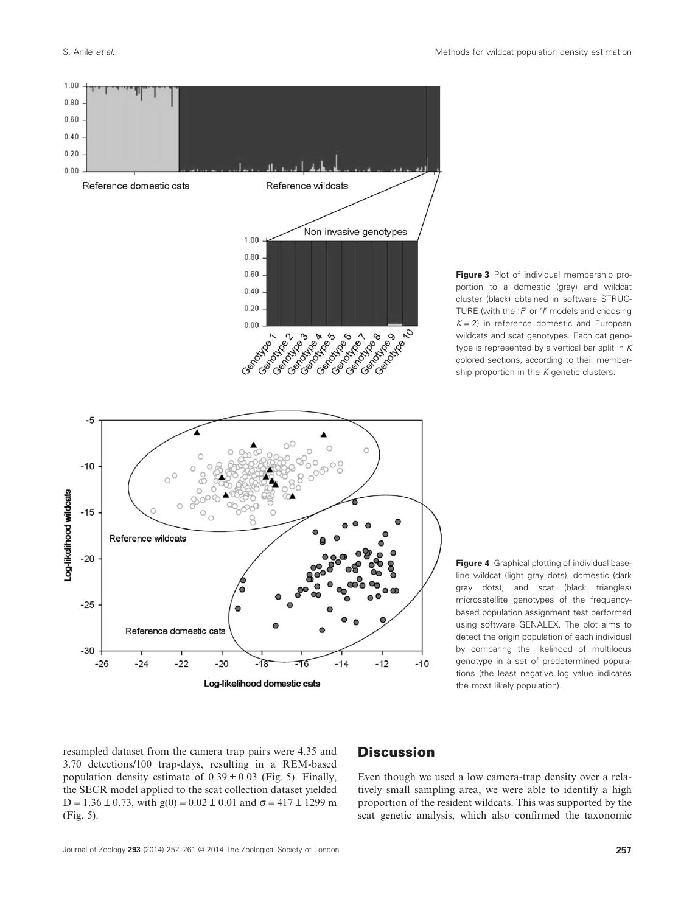Figure 3 Plot of individual membership proportion to a domestic (gray) and wildcat cluster (black) obtained in software STRUCTURE (with the '*F*' or '*I*' models and choosing $K = 2$) in reference domestic and European wildcats and scat genotypes. Each cat genotype is represented by a vertical bar split in *K* colored sections, according to their membership proportion in the *K* genetic clusters.

Figure 4 Graphical plotting of individual baseline wildcat (light gray dots), domestic (dark gray dots), and scat (black triangles) microsatellite genotypes of the frequency-based population assignment test performed using software GENALEX. The plot aims to detect the origin population of each individual by comparing the likelihood of multilocus genotype in a set of predetermined populations (the least negative log value indicates the most likely population).

resampled dataset from the camera trap pairs were 4.35 and 3.70 detections/100 trap-days, resulting in a REM-based population density estimate of $0.39 \pm 0.03$ (Fig. 5). Finally, the SECR model applied to the scat collection dataset yielded $D = 1.36 \pm 0.73$, with $g(0) = 0.02 \pm 0.01$ and $\sigma = 417 \pm 1299$ m (Fig. 5).

## Discussion

Even though we used a low camera-trap density over a relatively small sampling area, we were able to identify a high proportion of the resident wildcats. This was supported by the scat genetic analysis, which also confirmed the taxonomic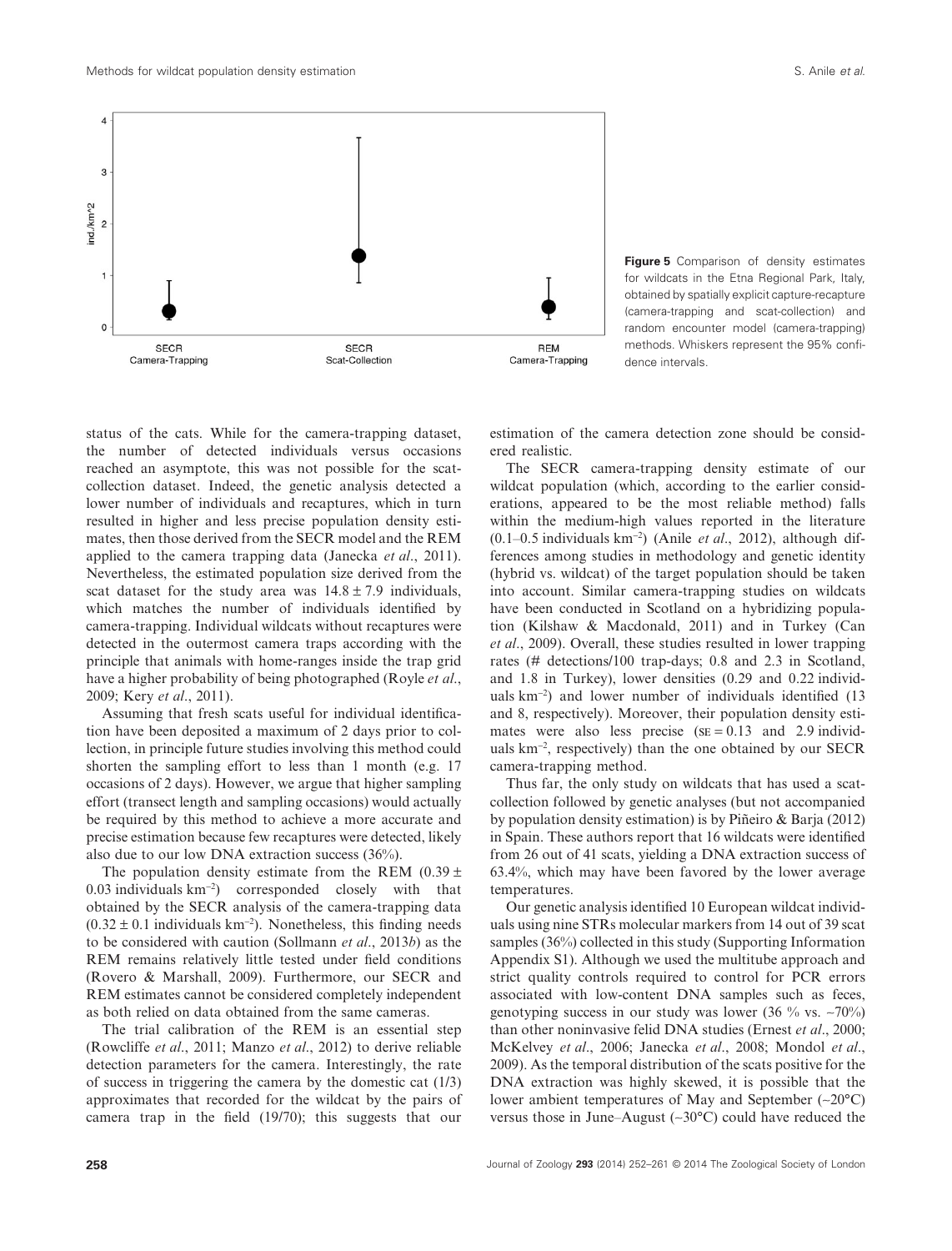Figure 5 Comparison of density estimates for wildcats in the Etna Regional Park, Italy, obtained by spatially explicit capture-recapture (camera-trapping and scat-collection) and random encounter model (camera-trapping) methods. Whiskers represent the 95% confidence intervals.

status of the cats. While for the camera-trapping dataset, the number of detected individuals versus occasions reached an asymptote, this was not possible for the scat-collection dataset. Indeed, the genetic analysis detected a lower number of individuals and recaptures, which in turn resulted in higher and less precise population density estimates, then those derived from the SECR model and the REM applied to the camera trapping data (Janecka *et al*., 2011). Nevertheless, the estimated population size derived from the scat dataset for the study area was $14.8 \pm 7.9$ individuals, which matches the number of individuals identified by camera-trapping. Individual wildcats without recaptures were detected in the outermost camera traps according with the principle that animals with home-ranges inside the trap grid have a higher probability of being photographed (Royle *et al*., 2009; Kery *et al*., 2011).

Assuming that fresh scats useful for individual identification have been deposited a maximum of 2 days prior to collection, in principle future studies involving this method could shorten the sampling effort to less than 1 month (e.g. 17 occasions of 2 days). However, we argue that higher sampling effort (transect length and sampling occasions) would actually be required by this method to achieve a more accurate and precise estimation because few recaptures were detected, likely also due to our low DNA extraction success (36%).

The population density estimate from the REM ($0.39 \pm 0.03$ individuals km$^{-2}$) corresponded closely with that obtained by the SECR analysis of the camera-trapping data ($0.32 \pm 0.1$ individuals km$^{-2}$). Nonetheless, this finding needs to be considered with caution (Sollmann *et al*., 2013*b*) as the REM remains relatively little tested under field conditions (Rovero & Marshall, 2009). Furthermore, our SECR and REM estimates cannot be considered completely independent as both relied on data obtained from the same cameras.

The trial calibration of the REM is an essential step (Rowcliffe *et al*., 2011; Manzo *et al*., 2012) to derive reliable detection parameters for the camera. Interestingly, the rate of success in triggering the camera by the domestic cat (1/3) approximates that recorded for the wildcat by the pairs of camera trap in the field (19/70); this suggests that our estimation of the camera detection zone should be considered realistic.

The SECR camera-trapping density estimate of our wildcat population (which, according to the earlier considerations, appeared to be the most reliable method) falls within the medium-high values reported in the literature (0.1–0.5 individuals km$^{-2}$) (Anile *et al*., 2012), although differences among studies in methodology and genetic identity (hybrid vs. wildcat) of the target population should be taken into account. Similar camera-trapping studies on wildcats have been conducted in Scotland on a hybridizing population (Kilshaw & Macdonald, 2011) and in Turkey (Can *et al*., 2009). Overall, these studies resulted in lower trapping rates (# detections/100 trap-days; 0.8 and 2.3 in Scotland, and 1.8 in Turkey), lower densities (0.29 and 0.22 individuals km$^{-2}$) and lower number of individuals identified (13 and 8, respectively). Moreover, their population density estimates were also less precise (SE = 0.13 and 2.9 individuals km$^{-2}$, respectively) than the one obtained by our SECR camera-trapping method.

Thus far, the only study on wildcats that has used a scat-collection followed by genetic analyses (but not accompanied by population density estimation) is by Piñeiro & Barja (2012) in Spain. These authors report that 16 wildcats were identified from 26 out of 41 scats, yielding a DNA extraction success of 63.4%, which may have been favored by the lower average temperatures.

Our genetic analysis identified 10 European wildcat individuals using nine STRs molecular markers from 14 out of 39 scat samples (36%) collected in this study (Supporting Information Appendix S1). Although we used the multitube approach and strict quality controls required to control for PCR errors associated with low-content DNA samples such as feces, genotyping success in our study was lower (36 % vs. ~70%) than other noninvasive felid DNA studies (Ernest *et al*., 2000; McKelvey *et al*., 2006; Janecka *et al*., 2008; Mondol *et al*., 2009). As the temporal distribution of the scats positive for the DNA extraction was highly skewed, it is possible that the lower ambient temperatures of May and September (~20°C) versus those in June–August (~30°C) could have reduced the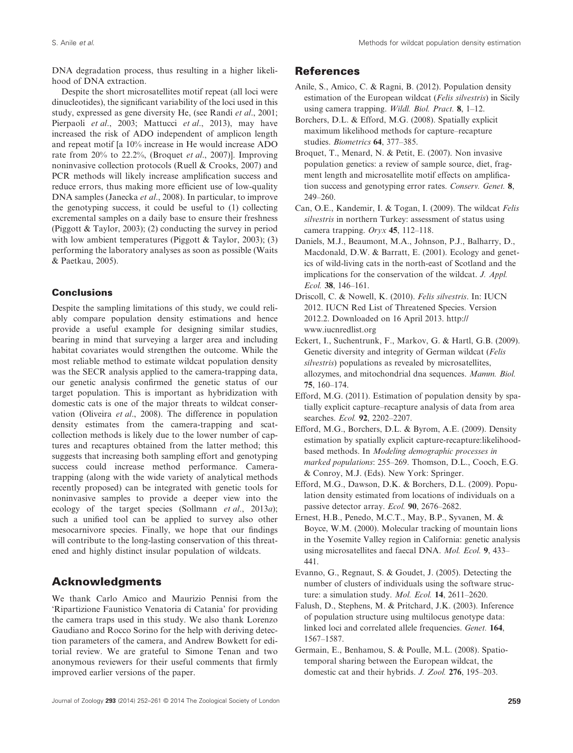DNA degradation process, thus resulting in a higher likelihood of DNA extraction.

Despite the short microsatellites motif repeat (all loci were dinucleotides), the significant variability of the loci used in this study, expressed as gene diversity He, (see Randi *et al*., 2001; Pierpaoli *et al*., 2003; Mattucci *et al*., 2013), may have increased the risk of ADO independent of amplicon length and repeat motif [a 10% increase in He would increase ADO rate from 20% to 22.2%, (Broquet *et al*., 2007)]. Improving noninvasive collection protocols (Ruell & Crooks, 2007) and PCR methods will likely increase amplification success and reduce errors, thus making more efficient use of low-quality DNA samples (Janecka *et al*., 2008). In particular, to improve the genotyping success, it could be useful to (1) collecting excremental samples on a daily base to ensure their freshness (Piggott & Taylor, 2003); (2) conducting the survey in period with low ambient temperatures (Piggott & Taylor, 2003); (3) performing the laboratory analyses as soon as possible (Waits & Paetkau, 2005).

### Conclusions

Despite the sampling limitations of this study, we could reliably compare population density estimations and hence provide a useful example for designing similar studies, bearing in mind that surveying a larger area and including habitat covariates would strengthen the outcome. While the most reliable method to estimate wildcat population density was the SECR analysis applied to the camera-trapping data, our genetic analysis confirmed the genetic status of our target population. This is important as hybridization with domestic cats is one of the major threats to wildcat conservation (Oliveira *et al*., 2008). The difference in population density estimates from the camera-trapping and scat-collection methods is likely due to the lower number of captures and recaptures obtained from the latter method; this suggests that increasing both sampling effort and genotyping success could increase method performance. Camera-trapping (along with the wide variety of analytical methods recently proposed) can be integrated with genetic tools for noninvasive samples to provide a deeper view into the ecology of the target species (Sollmann *et al*., 2013*a*); such a unified tool can be applied to survey also other mesocarnivore species. Finally, we hope that our findings will contribute to the long-lasting conservation of this threatened and highly distinct insular population of wildcats.

## Acknowledgments

We thank Carlo Amico and Maurizio Pennisi from the 'Ripartizione Faunistico Venatoria di Catania' for providing the camera traps used in this study. We also thank Lorenzo Gaudiano and Rocco Sorino for the help with deriving detection parameters of the camera, and Andrew Bowkett for editorial review. We are grateful to Simone Tenan and two anonymous reviewers for their useful comments that firmly improved earlier versions of the paper.

## References

Anile, S., Amico, C. & Ragni, B. (2012). Population density estimation of the European wildcat (*Felis silvestris*) in Sicily using camera trapping. *Wildl. Biol. Pract.* **8**, 1–12.

Borchers, D.L. & Efford, M.G. (2008). Spatially explicit maximum likelihood methods for capture–recapture studies. *Biometrics* **64**, 377–385.

Broquet, T., Menard, N. & Petit, E. (2007). Non invasive population genetics: a review of sample source, diet, fragment length and microsatellite motif effects on amplification success and genotyping error rates. *Conserv. Genet.* **8**, 249–260.

Can, O.E., Kandemir, I. & Togan, I. (2009). The wildcat *Felis silvestris* in northern Turkey: assessment of status using camera trapping. *Oryx* **45**, 112–118.

Daniels, M.J., Beaumont, M.A., Johnson, P.J., Balharry, D., Macdonald, D.W. & Barratt, E. (2001). Ecology and genetics of wild-living cats in the north-east of Scotland and the implications for the conservation of the wildcat. *J. Appl. Ecol.* **38**, 146–161.

Driscoll, C. & Nowell, K. (2010). *Felis silvestris*. In: IUCN 2012. IUCN Red List of Threatened Species. Version 2012.2. Downloaded on 16 April 2013. http://www.iucnredlist.org

Eckert, I., Suchentrunk, F., Markov, G. & Hartl, G.B. (2009). Genetic diversity and integrity of German wildcat (*Felis silvestris*) populations as revealed by microsatellites, allozymes, and mitochondrial dna sequences. *Mamm. Biol.* **75**, 160–174.

Efford, M.G. (2011). Estimation of population density by spatially explicit capture–recapture analysis of data from area searches. *Ecol.* **92**, 2202–2207.

Efford, M.G., Borchers, D.L. & Byrom, A.E. (2009). Density estimation by spatially explicit capture-recapture:likelihood-based methods. In *Modeling demographic processes in marked populations*: 255–269. Thomson, D.L., Cooch, E.G. & Conroy, M.J. (Eds). New York: Springer.

Efford, M.G., Dawson, D.K. & Borchers, D.L. (2009). Population density estimated from locations of individuals on a passive detector array. *Ecol.* **90**, 2676–2682.

Ernest, H.B., Penedo, M.C.T., May, B.P., Syvanen, M. & Boyce, W.M. (2000). Molecular tracking of mountain lions in the Yosemite Valley region in California: genetic analysis using microsatellites and faecal DNA. *Mol. Ecol.* **9**, 433–441.

Evanno, G., Regnaut, S. & Goudet, J. (2005). Detecting the number of clusters of individuals using the software structure: a simulation study. *Mol. Ecol.* **14**, 2611–2620.

Falush, D., Stephens, M. & Pritchard, J.K. (2003). Inference of population structure using multilocus genotype data: linked loci and correlated allele frequencies. *Genet.* **164**, 1567–1587.

Germain, E., Benhamou, S. & Poulle, M.L. (2008). Spatio-temporal sharing between the European wildcat, the domestic cat and their hybrids. *J. Zool.* **276**, 195–203.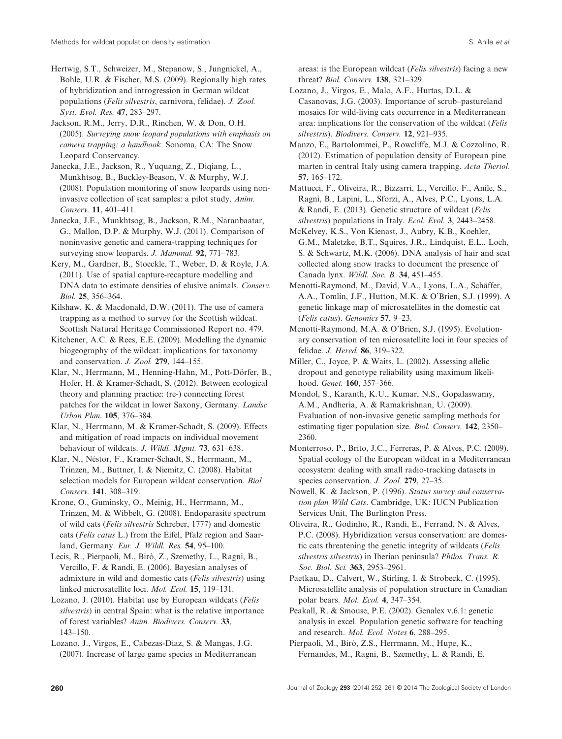Hertwig, S.T., Schweizer, M., Stepanow, S., Jungnickel, A., Bohle, U.R. & Fischer, M.S. (2009). Regionally high rates of hybridization and introgression in German wildcat populations (*Felis silvestris*, carnivora, felidae). *J. Zool. Syst. Evol. Res.* **47**, 283–297.

Jackson, R.M., Jerry, D.R., Rinchen, W. & Don, O.H. (2005). *Surveying snow leopard populations with emphasis on camera trapping: a handbook*. Sonoma, CA: The Snow Leopard Conservancy.

Janecka, J.E., Jackson, R., Yuquang, Z., Diqiang, L., Munkhtsog, B., Buckley-Beason, V. & Murphy, W.J. (2008). Population monitoring of snow leopards using non-invasive collection of scat samples: a pilot study. *Anim. Conserv.* **11**, 401–411.

Janecka, J.E., Munkhtsog, B., Jackson, R.M., Naranbaatar, G., Mallon, D.P. & Murphy, W.J. (2011). Comparison of noninvasive genetic and camera-trapping techniques for surveying snow leopards. *J. Mammal.* **92**, 771–783.

Kery, M., Gardner, B., Stoeckle, T., Weber, D. & Royle, J.A. (2011). Use of spatial capture-recapture modelling and DNA data to estimate densities of elusive animals. *Conserv. Biol.* **25**, 356–364.

Kilshaw, K. & Macdonald, D.W. (2011). The use of camera trapping as a method to survey for the Scottish wildcat. Scottish Natural Heritage Commissioned Report no. 479.

Kitchener, A.C. & Rees, E.E. (2009). Modelling the dynamic biogeography of the wildcat: implications for taxonomy and conservation. *J. Zool.* **279**, 144–155.

Klar, N., Herrmann, M., Henning-Hahn, M., Pott-Dörfer, B., Hofer, H. & Kramer-Schadt, S. (2012). Between ecological theory and planning practice: (re-) connecting forest patches for the wildcat in lower Saxony, Germany. *Landsc Urban Plan.* **105**, 376–384.

Klar, N., Herrmann, M. & Kramer-Schadt, S. (2009). Effects and mitigation of road impacts on individual movement behaviour of wildcats. *J. Wildl. Mgmt.* **73**, 631–638.

Klar, N., Néstor, F., Kramer-Schadt, S., Herrmann, M., Trinzen, M., Buttner, I. & Niemitz, C. (2008). Habitat selection models for European wildcat conservation. *Biol. Conserv.* **141**, 308–319.

Krone, O., Guminsky, O., Meinig, H., Herrmann, M., Trinzen, M. & Wibbelt, G. (2008). Endoparasite spectrum of wild cats (*Felis silvestris* Schreber, 1777) and domestic cats (*Felis catus* L.) from the Eifel, Pfalz region and Saarland, Germany. *Eur. J. Wildl. Res.* **54**, 95–100.

Lecis, R., Pierpaoli, M., Birò, Z., Szemethy, L., Ragni, B., Vercillo, F. & Randi, E. (2006). Bayesian analyses of admixture in wild and domestic cats (*Felis silvestris*) using linked microsatellite loci. *Mol. Ecol.* **15**, 119–131.

Lozano, J. (2010). Habitat use by European wildcats (*Felis silvestris*) in central Spain: what is the relative importance of forest variables? *Anim. Biodivers. Conserv.* **33**, 143–150.

Lozano, J., Virgos, E., Cabezas-Diaz, S. & Mangas, J.G. (2007). Increase of large game species in Mediterranean areas: is the European wildcat (*Felis silvestris*) facing a new threat? *Biol. Conserv.* **138**, 321–329.

Lozano, J., Virgos, E., Malo, A.F., Hurtas, D.L. & Casanovas, J.G. (2003). Importance of scrub–pastureland mosaics for wild-living cats occurrence in a Mediterranean area: implications for the conservation of the wildcat (*Felis silvestris*). *Biodivers. Conserv.* **12**, 921–935.

Manzo, E., Bartolommei, P., Rowcliffe, M.J. & Cozzolino, R. (2012). Estimation of population density of European pine marten in central Italy using camera trapping. *Acta Theriol.* **57**, 165–172.

Mattucci, F., Oliveira, R., Bizzarri, L., Vercillo, F., Anile, S., Ragni, B., Lapini, L., Sforzi, A., Alves, P.C., Lyons, L.A. & Randi, E. (2013). Genetic structure of wildcat (*Felis silvestris*) populations in Italy. *Ecol. Evol.* **3**, 2443–2458.

McKelvey, K.S., Von Kienast, J., Aubry, K.B., Koehler, G.M., Maletzke, B.T., Squires, J.R., Lindquist, E.L., Loch, S. & Schwartz, M.K. (2006). DNA analysis of hair and scat collected along snow tracks to document the presence of Canada lynx. *Wildl. Soc. B.* **34**, 451–455.

Menotti-Raymond, M., David, V.A., Lyons, L.A., Schäffer, A.A., Tomlin, J.F., Hutton, M.K. & O'Brien, S.J. (1999). A genetic linkage map of microsatellites in the domestic cat (*Felis catus*). *Genomics* **57**, 9–23.

Menotti-Raymond, M.A. & O'Brien, S.J. (1995). Evolutionary conservation of ten microsatellite loci in four species of felidae. *J. Hered.* **86**, 319–322.

Miller, C., Joyce, P. & Waits, L. (2002). Assessing allelic dropout and genotype reliability using maximum likelihood. *Genet.* **160**, 357–366.

Mondol, S., Karanth, K.U., Kumar, N.S., Gopalaswamy, A.M., Andheria, A. & Ramakrishnan, U. (2009). Evaluation of non-invasive genetic sampling methods for estimating tiger population size. *Biol. Conserv.* **142**, 2350–2360.

Monterroso, P., Brito, J.C., Ferreras, P. & Alves, P.C. (2009). Spatial ecology of the European wildcat in a Mediterranean ecosystem: dealing with small radio-tracking datasets in species conservation. *J. Zool.* **279**, 27–35.

Nowell, K. & Jackson, P. (1996). *Status survey and conservation plan Wild Cats*. Cambridge, UK: IUCN Publication Services Unit, The Burlington Press.

Oliveira, R., Godinho, R., Randi, E., Ferrand, N. & Alves, P.C. (2008). Hybridization versus conservation: are domestic cats threatening the genetic integrity of wildcats (*Felis silvestris silvestris*) in Iberian peninsula? *Philos. Trans. R. Soc. Biol. Sci.* **363**, 2953–2961.

Paetkau, D., Calvert, W., Stirling, I. & Strobeck, C. (1995). Microsatellite analysis of population structure in Canadian polar bears. *Mol. Ecol.* **4**, 347–354.

Peakall, R. & Smouse, P.E. (2002). Genalex v.6.1: genetic analysis in excel. Population genetic software for teaching and research. *Mol. Ecol. Notes* **6**, 288–295.

Pierpaoli, M., Birò, Z.S., Herrmann, M., Hupe, K., Fernandes, M., Ragni, B., Szemethy, L. & Randi, E.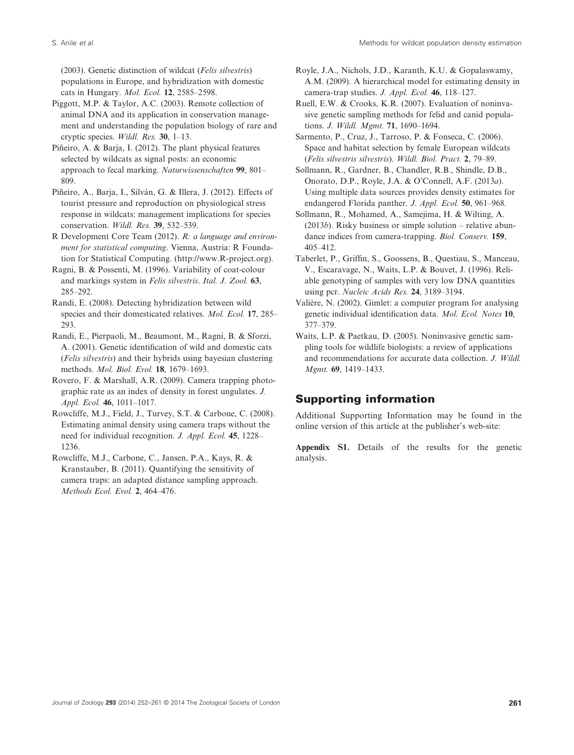(2003). Genetic distinction of wildcat (*Felis silvestris*) populations in Europe, and hybridization with domestic cats in Hungary. *Mol. Ecol.* **12**, 2585–2598.

Piggott, M.P. & Taylor, A.C. (2003). Remote collection of animal DNA and its application in conservation management and understanding the population biology of rare and cryptic species. *Wildl. Res.* **30**, 1–13.

Piñeiro, A. & Barja, I. (2012). The plant physical features selected by wildcats as signal posts: an economic approach to fecal marking. *Naturwissenschaften* **99**, 801–809.

Piñeiro, A., Barja, I., Silván, G. & Illera, J. (2012). Effects of tourist pressure and reproduction on physiological stress response in wildcats: management implications for species conservation. *Wildl. Res.* **39**, 532–539.

R Development Core Team (2012). *R: a language and environment for statistical computing*. Vienna, Austria: R Foundation for Statistical Computing. (http://www.R-project.org).

Ragni, B. & Possenti, M. (1996). Variability of coat-colour and markings system in *Felis silvestris*. *Ital. J. Zool.* **63**, 285–292.

Randi, E. (2008). Detecting hybridization between wild species and their domesticated relatives. *Mol. Ecol.* **17**, 285–293.

Randi, E., Pierpaoli, M., Beaumont, M., Ragni, B. & Sforzi, A. (2001). Genetic identification of wild and domestic cats (*Felis silvestris*) and their hybrids using bayesian clustering methods. *Mol. Biol. Evol.* **18**, 1679–1693.

Rovero, F. & Marshall, A.R. (2009). Camera trapping photographic rate as an index of density in forest ungulates. *J. Appl. Ecol.* **46**, 1011–1017.

Rowcliffe, M.J., Field, J., Turvey, S.T. & Carbone, C. (2008). Estimating animal density using camera traps without the need for individual recognition. *J. Appl. Ecol.* **45**, 1228–1236.

Rowcliffe, M.J., Carbone, C., Jansen, P.A., Kays, R. & Kranstauber, B. (2011). Quantifying the sensitivity of camera traps: an adapted distance sampling approach. *Methods Ecol. Evol.* **2**, 464–476.

Royle, J.A., Nichols, J.D., Karanth, K.U. & Gopalaswamy, A.M. (2009). A hierarchical model for estimating density in camera-trap studies. *J. Appl. Ecol.* **46**, 118–127.

Ruell, E.W. & Crooks, K.R. (2007). Evaluation of noninvasive genetic sampling methods for felid and canid populations. *J. Wildl. Mgmt.* **71**, 1690–1694.

Sarmento, P., Cruz, J., Tarroso, P. & Fonseca, C. (2006). Space and habitat selection by female European wildcats (*Felis silvestris silvestris*). *Wildl. Biol. Pract.* **2**, 79–89.

Sollmann, R., Gardner, B., Chandler, R.B., Shindle, D.B., Onorato, D.P., Royle, J.A. & O'Connell, A.F. (2013*a*). Using multiple data sources provides density estimates for endangered Florida panther. *J. Appl. Ecol.* **50**, 961–968.

Sollmann, R., Mohamed, A., Samejima, H. & Wilting, A. (2013*b*). Risky business or simple solution – relative abundance indices from camera-trapping. *Biol. Conserv.* **159**, 405–412.

Taberlet, P., Griffin, S., Goossens, B., Questiau, S., Manceau, V., Escaravage, N., Waits, L.P. & Bouvet, J. (1996). Reliable genotyping of samples with very low DNA quantities using pcr. *Nucleic Acids Res.* **24**, 3189–3194.

Valière, N. (2002). Gimlet: a computer program for analysing genetic individual identification data. *Mol. Ecol. Notes* **10**, 377–379.

Waits, L.P. & Paetkau, D. (2005). Noninvasive genetic sampling tools for wildlife biologists: a review of applications and recommendations for accurate data collection. *J. Wildl. Mgmt.* **69**, 1419–1433.

## Supporting information

Additional Supporting Information may be found in the online version of this article at the publisher's web-site:

**Appendix S1.** Details of the results for the genetic analysis.